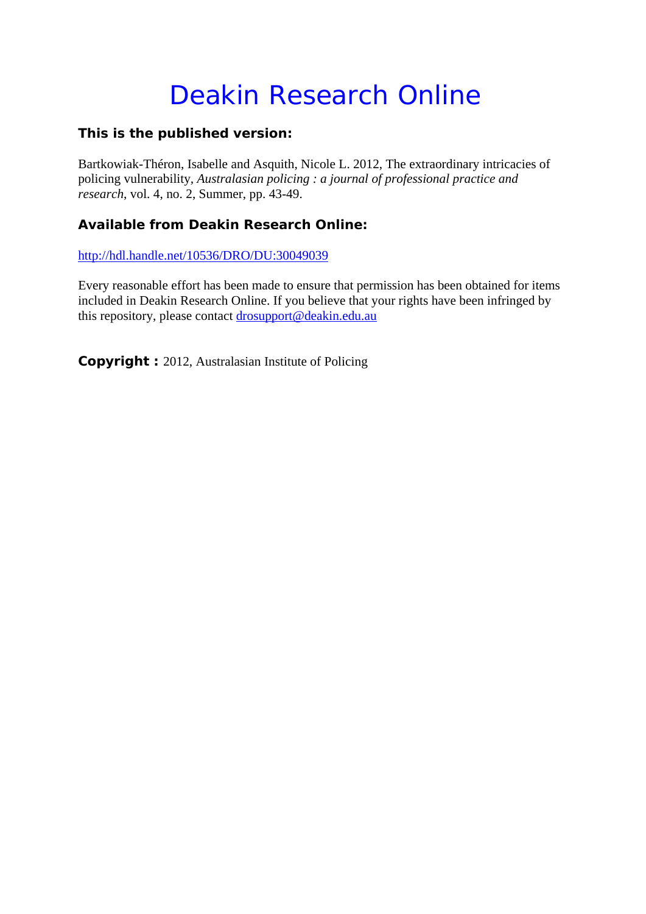# Deakin Research Online

**This is the published version:**

Bartkowiak-Théron, Isabelle and Asquith, Nicole L. 2012, The extraordinary intricacies of policing vulnerability, *Australasian policing : a journal of professional practice and research*, vol. 4, no. 2, Summer, pp. 43-49.

**Available from Deakin Research Online:**

http://hdl.handle.net/10536/DRO/DU:30049039

Every reasonable effort has been made to ensure that permission has been obtained for items included in Deakin Research Online. If you believe that your rights have been infringed by this repository, please contact drosupport@deakin.edu.au

**Copyright :** 2012, Australasian Institute of Policing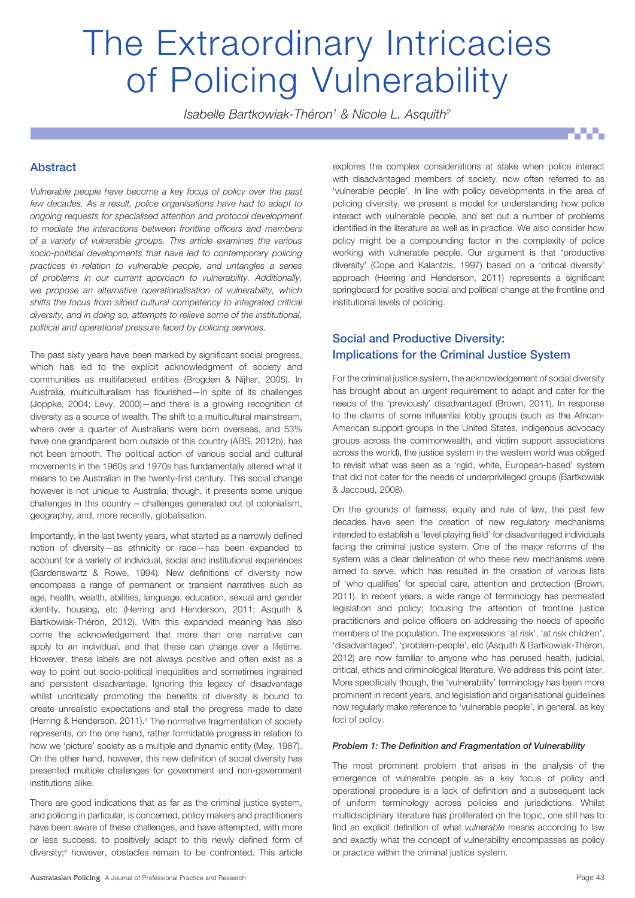# The Extraordinary Intricacies of Policing Vulnerability

*Isabelle Bartkowiak-Théron[1] & Nicole L. Asquith[2]*

## Abstract

*Vulnerable people have become a key focus of policy over the past few decades. As a result, police organisations have had to adapt to ongoing requests for specialised attention and protocol development to mediate the interactions between frontline officers and members of a variety of vulnerable groups. This article examines the various socio-political developments that have led to contemporary policing practices in relation to vulnerable people, and untangles a series of problems in our current approach to vulnerability. Additionally, we propose an alternative operationalisation of vulnerability, which shifts the focus from siloed cultural competency to integrated critical diversity, and in doing so, attempts to relieve some of the institutional, political and operational pressure faced by policing services.*

The past sixty years have been marked by significant social progress, which has led to the explicit acknowledgment of society and communities as multifaceted entities (Brogden & Nijhar, 2005). In Australia, multiculturalism has flourished—in spite of its challenges (Joppke, 2004; Levy, 2000)—and there is a growing recognition of diversity as a source of wealth. The shift to a multicultural mainstream, where over a quarter of Australians were born overseas, and 53% have one grandparent born outside of this country (ABS, 2012b), has not been smooth. The political action of various social and cultural movements in the 1960s and 1970s has fundamentally altered what it means to be Australian in the twenty-first century. This social change however is not unique to Australia; though, it presents some unique challenges in this country – challenges generated out of colonialism, geography, and, more recently, globalisation.

Importantly, in the last twenty years, what started as a narrowly defined notion of diversity—as ethnicity or race—has been expanded to account for a variety of individual, social and institutional experiences (Gardenswartz & Rowe, 1994). New definitions of diversity now encompass a range of permanent or transient narratives such as age, health, wealth, abilities, language, education, sexual and gender identity, housing, etc (Herring and Henderson, 2011; Asquith & Bartkowiak-Théron, 2012). With this expanded meaning has also come the acknowledgement that more than one narrative can apply to an individual, and that these can change over a lifetime. However, these labels are not always positive and often exist as a way to point out socio-political inequalities and sometimes ingrained and persistent disadvantage. Ignoring this legacy of disadvantage whilst uncritically promoting the benefits of diversity is bound to create unrealistic expectations and stall the progress made to date (Herring & Henderson, 2011).[3] The normative fragmentation of society represents, on the one hand, rather formidable progress in relation to how we 'picture' society as a multiple and dynamic entity (May, 1987). On the other hand, however, this new definition of social diversity has presented multiple challenges for government and non-government institutions alike.

There are good indications that as far as the criminal justice system, and policing in particular, is concerned, policy makers and practitioners have been aware of these challenges, and have attempted, with more or less success, to positively adapt to this newly defined form of diversity;[4] however, obstacles remain to be confronted. This article explores the complex considerations at stake when police interact with disadvantaged members of society, now often referred to as 'vulnerable people'. In line with policy developments in the area of policing diversity, we present a model for understanding how police interact with vulnerable people, and set out a number of problems identified in the literature as well as in practice. We also consider how policy might be a compounding factor in the complexity of police working with vulnerable people. Our argument is that 'productive diversity' (Cope and Kalantzis, 1997) based on a 'critical diversity' approach (Herring and Henderson, 2011) represents a significant springboard for positive social and political change at the frontline and institutional levels of policing.

## Social and Productive Diversity: Implications for the Criminal Justice System

For the criminal justice system, the acknowledgement of social diversity has brought about an urgent requirement to adapt and cater for the needs of the 'previously' disadvantaged (Brown, 2011). In response to the claims of some influential lobby groups (such as the African-American support groups in the United States, indigenous advocacy groups across the commonwealth, and victim support associations across the world), the justice system in the western world was obliged to revisit what was seen as a 'rigid, white, European-based' system that did not cater for the needs of underprivileged groups (Bartkowiak & Jaccoud, 2008).

On the grounds of fairness, equity and rule of law, the past few decades have seen the creation of new regulatory mechanisms intended to establish a 'level playing field' for disadvantaged individuals facing the criminal justice system. One of the major reforms of the system was a clear delineation of who these new mechanisms were aimed to serve, which has resulted in the creation of various lists of 'who qualifies' for special care, attention and protection (Brown, 2011). In recent years, a wide range of terminology has permeated legislation and policy; focusing the attention of frontline justice practitioners and police officers on addressing the needs of specific members of the population. The expressions 'at risk', 'at risk children', 'disadvantaged', 'problem-people', etc (Asquith & Bartkowiak-Théron, 2012) are now familiar to anyone who has perused health, judicial, critical, ethics and criminological literature. We address this point later. More specifically though, the 'vulnerability' terminology has been more prominent in recent years, and legislation and organisational guidelines now regularly make reference to 'vulnerable people', in general, as key foci of policy.

#### *Problem 1: The Definition and Fragmentation of Vulnerability*

The most prominent problem that arises in the analysis of the emergence of vulnerable people as a key focus of policy and operational procedure is a lack of definition and a subsequent lack of uniform terminology across policies and jurisdictions. Whilst multidisciplinary literature has proliferated on the topic, one still has to find an explicit definition of what *vulnerable* means according to law and exactly what the concept of vulnerability encompasses as policy or practice within the criminal justice system.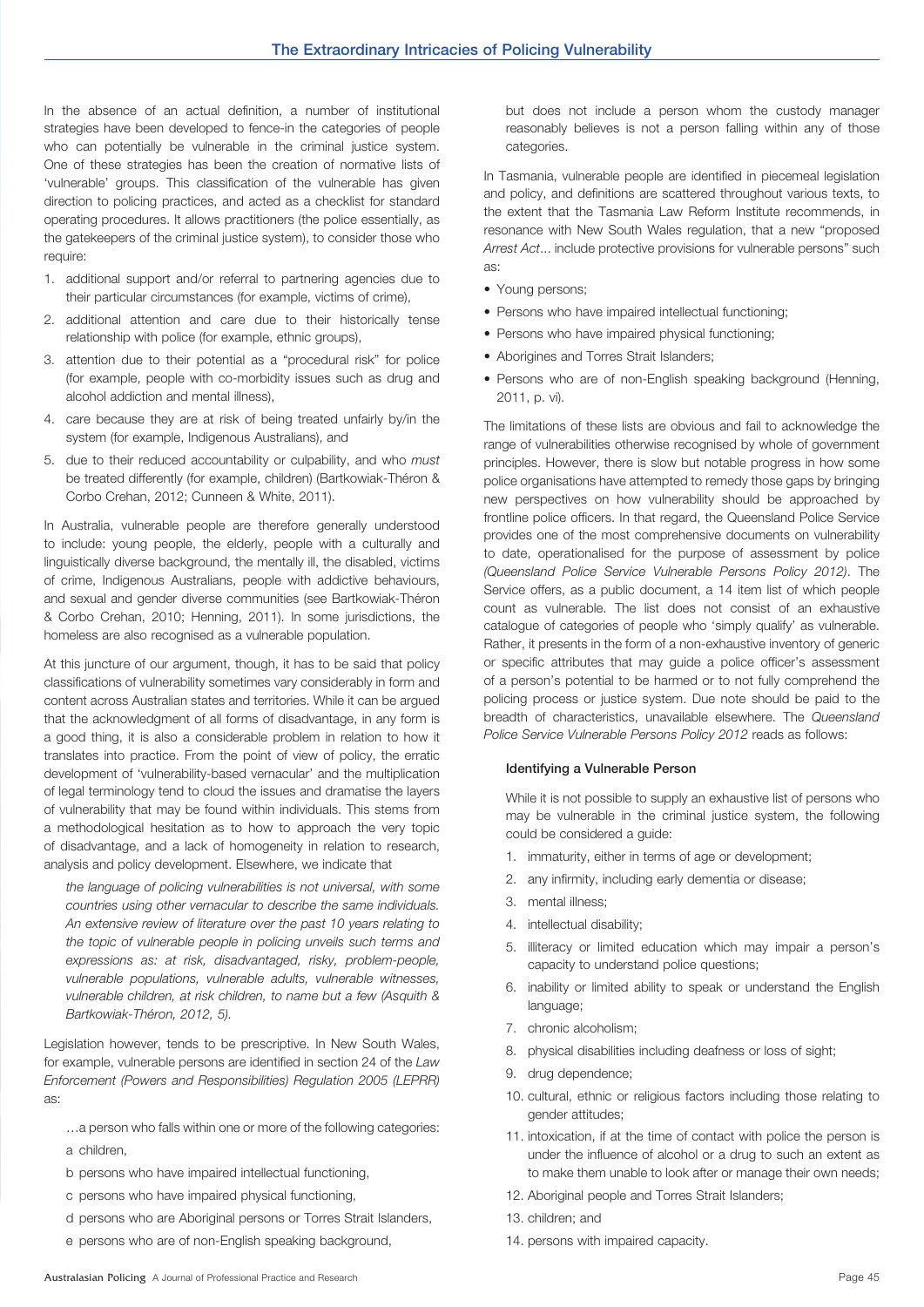In the absence of an actual definition, a number of institutional strategies have been developed to fence-in the categories of people who can potentially be vulnerable in the criminal justice system. One of these strategies has been the creation of normative lists of 'vulnerable' groups. This classification of the vulnerable has given direction to policing practices, and acted as a checklist for standard operating procedures. It allows practitioners (the police essentially, as the gatekeepers of the criminal justice system), to consider those who require:

1. additional support and/or referral to partnering agencies due to their particular circumstances (for example, victims of crime),
2. additional attention and care due to their historically tense relationship with police (for example, ethnic groups),
3. attention due to their potential as a "procedural risk" for police (for example, people with co-morbidity issues such as drug and alcohol addiction and mental illness),
4. care because they are at risk of being treated unfairly by/in the system (for example, Indigenous Australians), and
5. due to their reduced accountability or culpability, and who *must* be treated differently (for example, children) (Bartkowiak-Théron & Corbo Crehan, 2012; Cunneen & White, 2011).

In Australia, vulnerable people are therefore generally understood to include: young people, the elderly, people with a culturally and linguistically diverse background, the mentally ill, the disabled, victims of crime, Indigenous Australians, people with addictive behaviours, and sexual and gender diverse communities (see Bartkowiak-Théron & Corbo Crehan, 2010; Henning, 2011). In some jurisdictions, the homeless are also recognised as a vulnerable population.

At this juncture of our argument, though, it has to be said that policy classifications of vulnerability sometimes vary considerably in form and content across Australian states and territories. While it can be argued that the acknowledgment of all forms of disadvantage, in any form is a good thing, it is also a considerable problem in relation to how it translates into practice. From the point of view of policy, the erratic development of 'vulnerability-based vernacular' and the multiplication of legal terminology tend to cloud the issues and dramatise the layers of vulnerability that may be found within individuals. This stems from a methodological hesitation as to how to approach the very topic of disadvantage, and a lack of homogeneity in relation to research, analysis and policy development. Elsewhere, we indicate that

> *the language of policing vulnerabilities is not universal, with some countries using other vernacular to describe the same individuals. An extensive review of literature over the past 10 years relating to the topic of vulnerable people in policing unveils such terms and expressions as: at risk, disadvantaged, risky, problem-people, vulnerable populations, vulnerable adults, vulnerable witnesses, vulnerable children, at risk children, to name but a few (Asquith & Bartkowiak-Théron, 2012, 5).*

Legislation however, tends to be prescriptive. In New South Wales, for example, vulnerable persons are identified in section 24 of the *Law Enforcement (Powers and Responsibilities) Regulation 2005 (LEPRR)* as:

> …a person who falls within one or more of the following categories:
>
> a children,
>
> b persons who have impaired intellectual functioning,
>
> c persons who have impaired physical functioning,
>
> d persons who are Aboriginal persons or Torres Strait Islanders,
>
> e persons who are of non-English speaking background,
>
> but does not include a person whom the custody manager reasonably believes is not a person falling within any of those categories.

In Tasmania, vulnerable people are identified in piecemeal legislation and policy, and definitions are scattered throughout various texts, to the extent that the Tasmania Law Reform Institute recommends, in resonance with New South Wales regulation, that a new "proposed *Arrest Act*... include protective provisions for vulnerable persons" such as:

- Young persons;
- Persons who have impaired intellectual functioning;
- Persons who have impaired physical functioning;
- Aborigines and Torres Strait Islanders;
- Persons who are of non-English speaking background (Henning, 2011, p. vi).

The limitations of these lists are obvious and fail to acknowledge the range of vulnerabilities otherwise recognised by whole of government principles. However, there is slow but notable progress in how some police organisations have attempted to remedy those gaps by bringing new perspectives on how vulnerability should be approached by frontline police officers. In that regard, the Queensland Police Service provides one of the most comprehensive documents on vulnerability to date, operationalised for the purpose of assessment by police *(Queensland Police Service Vulnerable Persons Policy 2012)*. The Service offers, as a public document, a 14 item list of which people count as vulnerable. The list does not consist of an exhaustive catalogue of categories of people who 'simply qualify' as vulnerable. Rather, it presents in the form of a non-exhaustive inventory of generic or specific attributes that may guide a police officer's assessment of a person's potential to be harmed or to not fully comprehend the policing process or justice system. Due note should be paid to the breadth of characteristics, unavailable elsewhere. The *Queensland Police Service Vulnerable Persons Policy 2012* reads as follows:

> **Identifying a Vulnerable Person**
>
> While it is not possible to supply an exhaustive list of persons who may be vulnerable in the criminal justice system, the following could be considered a guide:
>
> 1. immaturity, either in terms of age or development;
> 2. any infirmity, including early dementia or disease;
> 3. mental illness;
> 4. intellectual disability;
> 5. illiteracy or limited education which may impair a person's capacity to understand police questions;
> 6. inability or limited ability to speak or understand the English language;
> 7. chronic alcoholism;
> 8. physical disabilities including deafness or loss of sight;
> 9. drug dependence;
> 10. cultural, ethnic or religious factors including those relating to gender attitudes;
> 11. intoxication, if at the time of contact with police the person is under the influence of alcohol or a drug to such an extent as to make them unable to look after or manage their own needs;
> 12. Aboriginal people and Torres Strait Islanders;
> 13. children; and
> 14. persons with impaired capacity.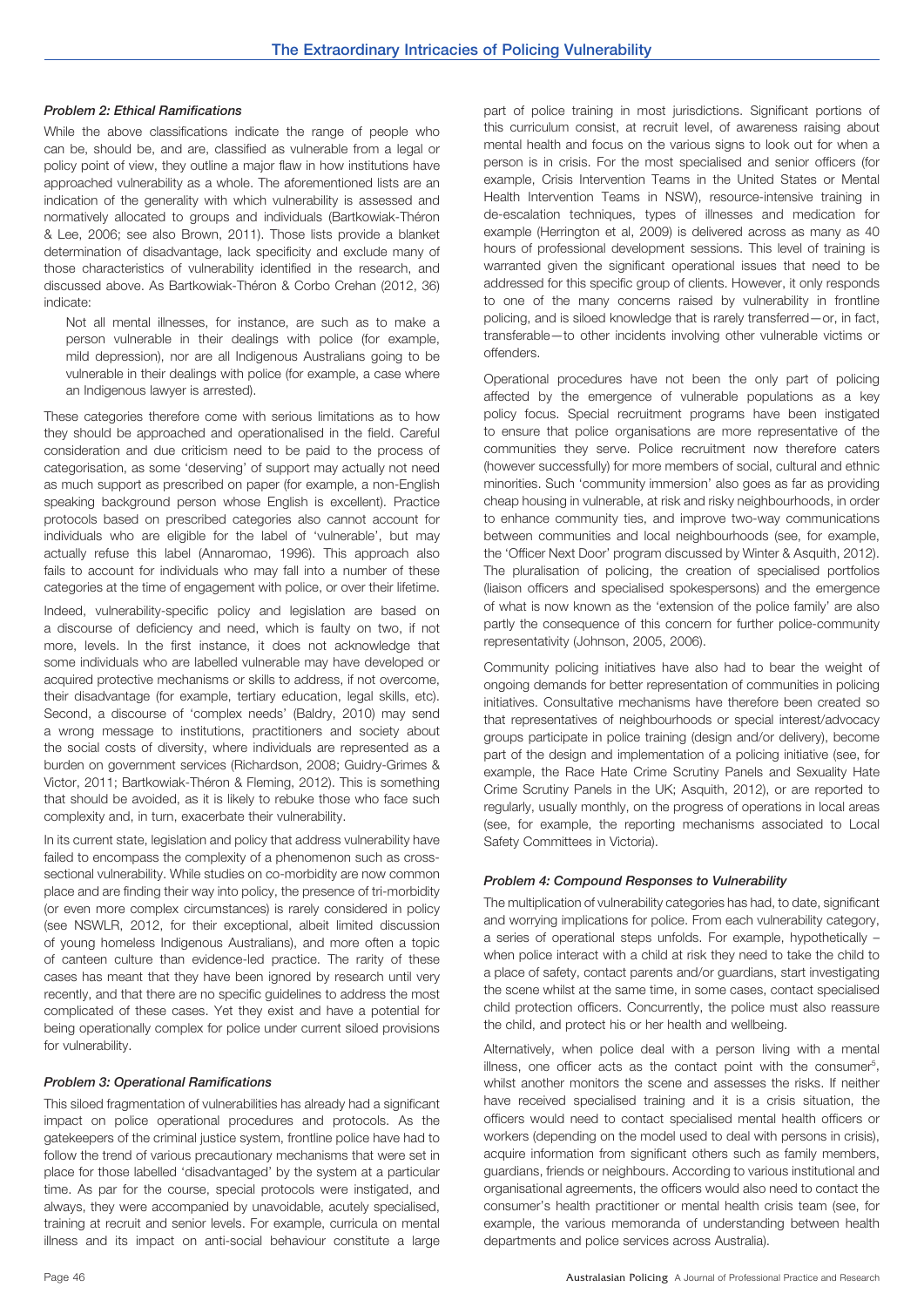#### *Problem 2: Ethical Ramifications*

While the above classifications indicate the range of people who can be, should be, and are, classified as vulnerable from a legal or policy point of view, they outline a major flaw in how institutions have approached vulnerability as a whole. The aforementioned lists are an indication of the generality with which vulnerability is assessed and normatively allocated to groups and individuals (Bartkowiak-Théron & Lee, 2006; see also Brown, 2011). Those lists provide a blanket determination of disadvantage, lack specificity and exclude many of those characteristics of vulnerability identified in the research, and discussed above. As Bartkowiak-Théron & Corbo Crehan (2012, 36) indicate:

> Not all mental illnesses, for instance, are such as to make a person vulnerable in their dealings with police (for example, mild depression), nor are all Indigenous Australians going to be vulnerable in their dealings with police (for example, a case where an Indigenous lawyer is arrested).

These categories therefore come with serious limitations as to how they should be approached and operationalised in the field. Careful consideration and due criticism need to be paid to the process of categorisation, as some 'deserving' of support may actually not need as much support as prescribed on paper (for example, a non-English speaking background person whose English is excellent). Practice protocols based on prescribed categories also cannot account for individuals who are eligible for the label of 'vulnerable', but may actually refuse this label (Annaromao, 1996). This approach also fails to account for individuals who may fall into a number of these categories at the time of engagement with police, or over their lifetime.

Indeed, vulnerability-specific policy and legislation are based on a discourse of deficiency and need, which is faulty on two, if not more, levels. In the first instance, it does not acknowledge that some individuals who are labelled vulnerable may have developed or acquired protective mechanisms or skills to address, if not overcome, their disadvantage (for example, tertiary education, legal skills, etc). Second, a discourse of 'complex needs' (Baldry, 2010) may send a wrong message to institutions, practitioners and society about the social costs of diversity, where individuals are represented as a burden on government services (Richardson, 2008; Guidry-Grimes & Victor, 2011; Bartkowiak-Théron & Fleming, 2012). This is something that should be avoided, as it is likely to rebuke those who face such complexity and, in turn, exacerbate their vulnerability.

In its current state, legislation and policy that address vulnerability have failed to encompass the complexity of a phenomenon such as cross-sectional vulnerability. While studies on co-morbidity are now common place and are finding their way into policy, the presence of tri-morbidity (or even more complex circumstances) is rarely considered in policy (see NSWLR, 2012, for their exceptional, albeit limited discussion of young homeless Indigenous Australians), and more often a topic of canteen culture than evidence-led practice. The rarity of these cases has meant that they have been ignored by research until very recently, and that there are no specific guidelines to address the most complicated of these cases. Yet they exist and have a potential for being operationally complex for police under current siloed provisions for vulnerability.

#### *Problem 3: Operational Ramifications*

This siloed fragmentation of vulnerabilities has already had a significant impact on police operational procedures and protocols. As the gatekeepers of the criminal justice system, frontline police have had to follow the trend of various precautionary mechanisms that were set in place for those labelled 'disadvantaged' by the system at a particular time. As par for the course, special protocols were instigated, and always, they were accompanied by unavoidable, acutely specialised, training at recruit and senior levels. For example, curricula on mental illness and its impact on anti-social behaviour constitute a large part of police training in most jurisdictions. Significant portions of this curriculum consist, at recruit level, of awareness raising about mental health and focus on the various signs to look out for when a person is in crisis. For the most specialised and senior officers (for example, Crisis Intervention Teams in the United States or Mental Health Intervention Teams in NSW), resource-intensive training in de-escalation techniques, types of illnesses and medication for example (Herrington et al, 2009) is delivered across as many as 40 hours of professional development sessions. This level of training is warranted given the significant operational issues that need to be addressed for this specific group of clients. However, it only responds to one of the many concerns raised by vulnerability in frontline policing, and is siloed knowledge that is rarely transferred—or, in fact, transferable—to other incidents involving other vulnerable victims or offenders.

Operational procedures have not been the only part of policing affected by the emergence of vulnerable populations as a key policy focus. Special recruitment programs have been instigated to ensure that police organisations are more representative of the communities they serve. Police recruitment now therefore caters (however successfully) for more members of social, cultural and ethnic minorities. Such 'community immersion' also goes as far as providing cheap housing in vulnerable, at risk and risky neighbourhoods, in order to enhance community ties, and improve two-way communications between communities and local neighbourhoods (see, for example, the 'Officer Next Door' program discussed by Winter & Asquith, 2012). The pluralisation of policing, the creation of specialised portfolios (liaison officers and specialised spokespersons) and the emergence of what is now known as the 'extension of the police family' are also partly the consequence of this concern for further police-community representativity (Johnson, 2005, 2006).

Community policing initiatives have also had to bear the weight of ongoing demands for better representation of communities in policing initiatives. Consultative mechanisms have therefore been created so that representatives of neighbourhoods or special interest/advocacy groups participate in police training (design and/or delivery), become part of the design and implementation of a policing initiative (see, for example, the Race Hate Crime Scrutiny Panels and Sexuality Hate Crime Scrutiny Panels in the UK; Asquith, 2012), or are reported to regularly, usually monthly, on the progress of operations in local areas (see, for example, the reporting mechanisms associated to Local Safety Committees in Victoria).

#### *Problem 4: Compound Responses to Vulnerability*

The multiplication of vulnerability categories has had, to date, significant and worrying implications for police. From each vulnerability category, a series of operational steps unfolds. For example, hypothetically – when police interact with a child at risk they need to take the child to a place of safety, contact parents and/or guardians, start investigating the scene whilst at the same time, in some cases, contact specialised child protection officers. Concurrently, the police must also reassure the child, and protect his or her health and wellbeing.

Alternatively, when police deal with a person living with a mental illness, one officer acts as the contact point with the consumer[5], whilst another monitors the scene and assesses the risks. If neither have received specialised training and it is a crisis situation, the officers would need to contact specialised mental health officers or workers (depending on the model used to deal with persons in crisis), acquire information from significant others such as family members, guardians, friends or neighbours. According to various institutional and organisational agreements, the officers would also need to contact the consumer's health practitioner or mental health crisis team (see, for example, the various memoranda of understanding between health departments and police services across Australia).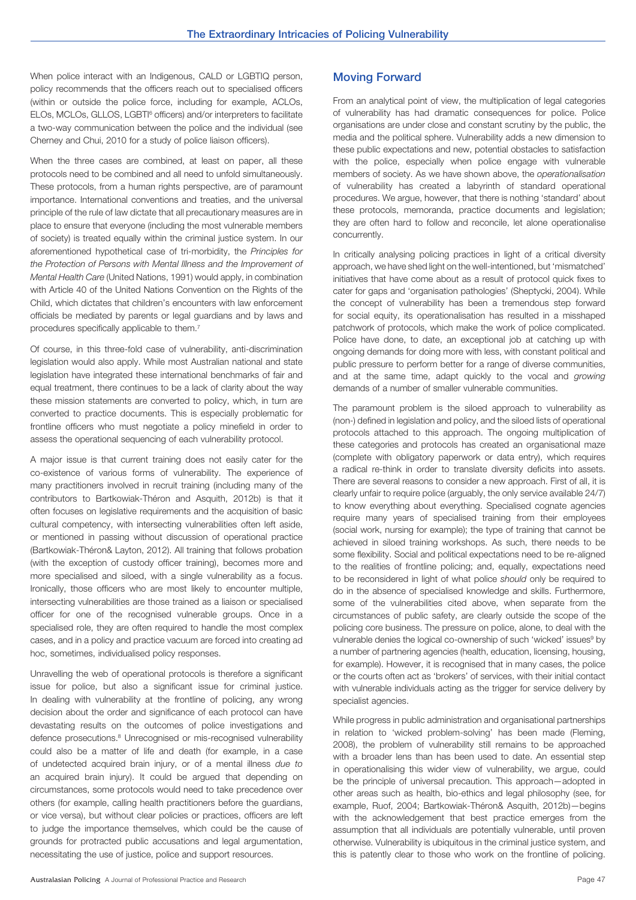When police interact with an Indigenous, CALD or LGBTIQ person, policy recommends that the officers reach out to specialised officers (within or outside the police force, including for example, ACLOs, ELOs, MCLOs, GLLOS, LGBTI[6] officers) and/or interpreters to facilitate a two-way communication between the police and the individual (see Cherney and Chui, 2010 for a study of police liaison officers).

When the three cases are combined, at least on paper, all these protocols need to be combined and all need to unfold simultaneously. These protocols, from a human rights perspective, are of paramount importance. International conventions and treaties, and the universal principle of the rule of law dictate that all precautionary measures are in place to ensure that everyone (including the most vulnerable members of society) is treated equally within the criminal justice system. In our aforementioned hypothetical case of tri-morbidity, the *Principles for the Protection of Persons with Mental Illness and the Improvement of Mental Health Care* (United Nations, 1991) would apply, in combination with Article 40 of the United Nations Convention on the Rights of the Child, which dictates that children's encounters with law enforcement officials be mediated by parents or legal guardians and by laws and procedures specifically applicable to them.[7]

Of course, in this three-fold case of vulnerability, anti-discrimination legislation would also apply. While most Australian national and state legislation have integrated these international benchmarks of fair and equal treatment, there continues to be a lack of clarity about the way these mission statements are converted to policy, which, in turn are converted to practice documents. This is especially problematic for frontline officers who must negotiate a policy minefield in order to assess the operational sequencing of each vulnerability protocol.

A major issue is that current training does not easily cater for the co-existence of various forms of vulnerability. The experience of many practitioners involved in recruit training (including many of the contributors to Bartkowiak-Théron and Asquith, 2012b) is that it often focuses on legislative requirements and the acquisition of basic cultural competency, with intersecting vulnerabilities often left aside, or mentioned in passing without discussion of operational practice (Bartkowiak-Théron& Layton, 2012). All training that follows probation (with the exception of custody officer training), becomes more and more specialised and siloed, with a single vulnerability as a focus. Ironically, those officers who are most likely to encounter multiple, intersecting vulnerabilities are those trained as a liaison or specialised officer for one of the recognised vulnerable groups. Once in a specialised role, they are often required to handle the most complex cases, and in a policy and practice vacuum are forced into creating ad hoc, sometimes, individualised policy responses.

Unravelling the web of operational protocols is therefore a significant issue for police, but also a significant issue for criminal justice. In dealing with vulnerability at the frontline of policing, any wrong decision about the order and significance of each protocol can have devastating results on the outcomes of police investigations and defence prosecutions.[8] Unrecognised or mis-recognised vulnerability could also be a matter of life and death (for example, in a case of undetected acquired brain injury, or of a mental illness *due to* an acquired brain injury). It could be argued that depending on circumstances, some protocols would need to take precedence over others (for example, calling health practitioners before the guardians, or vice versa), but without clear policies or practices, officers are left to judge the importance themselves, which could be the cause of grounds for protracted public accusations and legal argumentation, necessitating the use of justice, police and support resources.

## Moving Forward

From an analytical point of view, the multiplication of legal categories of vulnerability has had dramatic consequences for police. Police organisations are under close and constant scrutiny by the public, the media and the political sphere. Vulnerability adds a new dimension to these public expectations and new, potential obstacles to satisfaction with the police, especially when police engage with vulnerable members of society. As we have shown above, the *operationalisation* of vulnerability has created a labyrinth of standard operational procedures. We argue, however, that there is nothing 'standard' about these protocols, memoranda, practice documents and legislation; they are often hard to follow and reconcile, let alone operationalise concurrently.

In critically analysing policing practices in light of a critical diversity approach, we have shed light on the well-intentioned, but 'mismatched' initiatives that have come about as a result of protocol quick fixes to cater for gaps and 'organisation pathologies' (Sheptycki, 2004). While the concept of vulnerability has been a tremendous step forward for social equity, its operationalisation has resulted in a misshaped patchwork of protocols, which make the work of police complicated. Police have done, to date, an exceptional job at catching up with ongoing demands for doing more with less, with constant political and public pressure to perform better for a range of diverse communities, and at the same time, adapt quickly to the vocal and *growing* demands of a number of smaller vulnerable communities.

The paramount problem is the siloed approach to vulnerability as (non-) defined in legislation and policy, and the siloed lists of operational protocols attached to this approach. The ongoing multiplication of these categories and protocols has created an organisational maze (complete with obligatory paperwork or data entry), which requires a radical re-think in order to translate diversity deficits into assets. There are several reasons to consider a new approach. First of all, it is clearly unfair to require police (arguably, the only service available 24/7) to know everything about everything. Specialised cognate agencies require many years of specialised training from their employees (social work, nursing for example); the type of training that cannot be achieved in siloed training workshops. As such, there needs to be some flexibility. Social and political expectations need to be re-aligned to the realities of frontline policing; and, equally, expectations need to be reconsidered in light of what police *should* only be required to do in the absence of specialised knowledge and skills. Furthermore, some of the vulnerabilities cited above, when separate from the circumstances of public safety, are clearly outside the scope of the policing core business. The pressure on police, alone, to deal with the vulnerable denies the logical co-ownership of such 'wicked' issues[9] by a number of partnering agencies (health, education, licensing, housing, for example). However, it is recognised that in many cases, the police or the courts often act as 'brokers' of services, with their initial contact with vulnerable individuals acting as the trigger for service delivery by specialist agencies.

While progress in public administration and organisational partnerships in relation to 'wicked problem-solving' has been made (Fleming, 2008), the problem of vulnerability still remains to be approached with a broader lens than has been used to date. An essential step in operationalising this wider view of vulnerability, we argue, could be the principle of universal precaution. This approach—adopted in other areas such as health, bio-ethics and legal philosophy (see, for example, Ruof, 2004; Bartkowiak-Théron& Asquith, 2012b)—begins with the acknowledgement that best practice emerges from the assumption that all individuals are potentially vulnerable, until proven otherwise. Vulnerability is ubiquitous in the criminal justice system, and this is patently clear to those who work on the frontline of policing.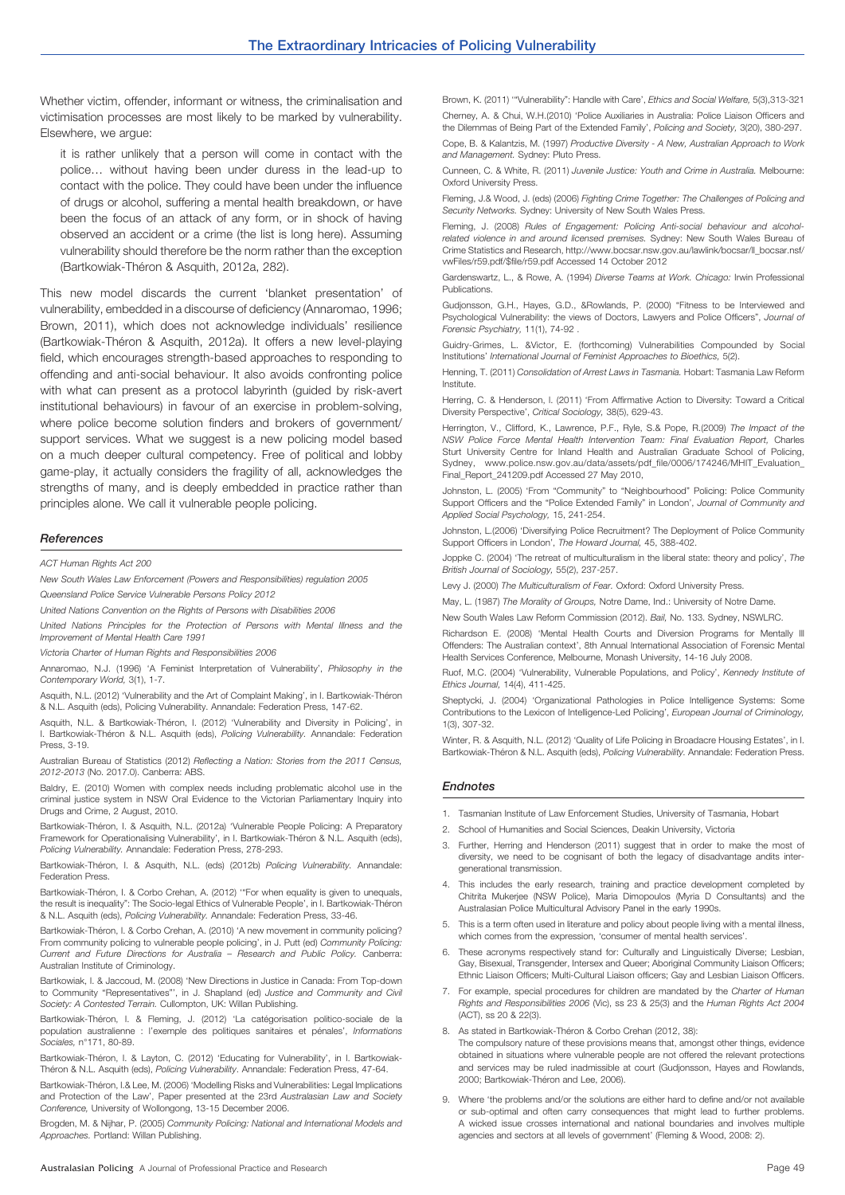Whether victim, offender, informant or witness, the criminalisation and victimisation processes are most likely to be marked by vulnerability. Elsewhere, we argue:

> it is rather unlikely that a person will come in contact with the police… without having been under duress in the lead-up to contact with the police. They could have been under the influence of drugs or alcohol, suffering a mental health breakdown, or have been the focus of an attack of any form, or in shock of having observed an accident or a crime (the list is long here). Assuming vulnerability should therefore be the norm rather than the exception (Bartkowiak-Théron & Asquith, 2012a, 282).

This new model discards the current 'blanket presentation' of vulnerability, embedded in a discourse of deficiency (Annaromao, 1996; Brown, 2011), which does not acknowledge individuals' resilience (Bartkowiak-Théron & Asquith, 2012a). It offers a new level-playing field, which encourages strength-based approaches to responding to offending and anti-social behaviour. It also avoids confronting police with what can present as a protocol labyrinth (guided by risk-avert institutional behaviours) in favour of an exercise in problem-solving, where police become solution finders and brokers of government/ support services. What we suggest is a new policing model based on a much deeper cultural competency. Free of political and lobby game-play, it actually considers the fragility of all, acknowledges the strengths of many, and is deeply embedded in practice rather than principles alone. We call it vulnerable people policing.

## *References*

*ACT Human Rights Act 200*

*New South Wales Law Enforcement (Powers and Responsibilities) regulation 2005*

*Queensland Police Service Vulnerable Persons Policy 2012*

*United Nations Convention on the Rights of Persons with Disabilities 2006*

*United Nations Principles for the Protection of Persons with Mental Illness and the Improvement of Mental Health Care 1991*

*Victoria Charter of Human Rights and Responsibilities 2006*

Annaromao, N.J. (1996) 'A Feminist Interpretation of Vulnerability', *Philosophy in the Contemporary World,* 3(1), 1-7.

Asquith, N.L. (2012) 'Vulnerability and the Art of Complaint Making', in I. Bartkowiak-Théron & N.L. Asquith (eds), Policing Vulnerability. Annandale: Federation Press, 147-62.

Asquith, N.L. & Bartkowiak-Théron, I. (2012) 'Vulnerability and Diversity in Policing', in I. Bartkowiak-Théron & N.L. Asquith (eds), *Policing Vulnerability.* Annandale: Federation Press, 3-19.

Australian Bureau of Statistics (2012) *Reflecting a Nation: Stories from the 2011 Census, 2012-2013* (No. 2017.0). Canberra: ABS.

Baldry, E. (2010) Women with complex needs including problematic alcohol use in the criminal justice system in NSW Oral Evidence to the Victorian Parliamentary Inquiry into Drugs and Crime, 2 August, 2010.

Bartkowiak-Théron, I. & Asquith, N.L. (2012a) 'Vulnerable People Policing: A Preparatory Framework for Operationalising Vulnerability', in I. Bartkowiak-Théron & N.L. Asquith (eds), *Policing Vulnerability.* Annandale: Federation Press, 278-293.

Bartkowiak-Théron, I. & Asquith, N.L. (eds) (2012b) *Policing Vulnerability.* Annandale: Federation Press.

Bartkowiak-Théron, I. & Corbo Crehan, A. (2012) '"For when equality is given to unequals, the result is inequality": The Socio-legal Ethics of Vulnerable People', in I. Bartkowiak-Théron & N.L. Asquith (eds), *Policing Vulnerability.* Annandale: Federation Press, 33-46.

Bartkowiak-Théron, I. & Corbo Crehan, A. (2010) 'A new movement in community policing? From community policing to vulnerable people policing', in J. Putt (ed) *Community Policing: Current and Future Directions for Australia – Research and Public Policy.* Canberra: Australian Institute of Criminology.

Bartkowiak, I. & Jaccoud, M. (2008) 'New Directions in Justice in Canada: From Top-down to Community "Representatives"', in J. Shapland (ed) *Justice and Community and Civil Society: A Contested Terrain.* Cullompton, UK: Willan Publishing.

Bartkowiak-Théron, I. & Fleming, J. (2012) 'La catégorisation politico-sociale de la population australienne : l'exemple des politiques sanitaires et pénales', *Informations Sociales,* n°171, 80-89.

Bartkowiak-Théron, I. & Layton, C. (2012) 'Educating for Vulnerability', in I. Bartkowiak-Théron & N.L. Asquith (eds), *Policing Vulnerability*. Annandale: Federation Press, 47-64.

Bartkowiak-Théron, I.& Lee, M. (2006) 'Modelling Risks and Vulnerabilities: Legal Implications and Protection of the Law', Paper presented at the 23rd *Australasian Law and Society Conference,* University of Wollongong, 13-15 December 2006.

Brogden, M. & Nijhar, P. (2005) *Community Policing: National and International Models and Approaches.* Portland: Willan Publishing.

Brown, K. (2011) '"Vulnerability": Handle with Care', *Ethics and Social Welfare,* 5(3),313-321

Cherney, A. & Chui, W.H.(2010) 'Police Auxiliaries in Australia: Police Liaison Officers and the Dilemmas of Being Part of the Extended Family', *Policing and Society,* 3(20), 380-297.

Cope, B. & Kalantzis, M. (1997) *Productive Diversity - A New, Australian Approach to Work and Management.* Sydney: Pluto Press.

Cunneen, C. & White, R. (2011) *Juvenile Justice: Youth and Crime in Australia.* Melbourne: Oxford University Press.

Fleming, J.& Wood, J. (eds) (2006) *Fighting Crime Together: The Challenges of Policing and Security Networks.* Sydney: University of New South Wales Press.

Fleming, J. (2008) *Rules of Engagement: Policing Anti-social behaviour and alcohol-related violence in and around licensed premises.* Sydney: New South Wales Bureau of Crime Statistics and Research, http://www.bocsar.nsw.gov.au/lawlink/bocsar/ll_bocsar.nsf/vwFiles/r59.pdf/$file/r59.pdf Accessed 14 October 2012

Gardenswartz, L., & Rowe, A. (1994) *Diverse Teams at Work. Chicago:* Irwin Professional Publications.

Gudjonsson, G.H., Hayes, G.D., &Rowlands, P. (2000) "Fitness to be Interviewed and Psychological Vulnerability: the views of Doctors, Lawyers and Police Officers", *Journal of Forensic Psychiatry,* 11(1), 74-92 .

Guidry-Grimes, L. &Victor, E. (forthcoming) Vulnerabilities Compounded by Social Institutions' *International Journal of Feminist Approaches to Bioethics,* 5(2).

Henning, T. (2011) *Consolidation of Arrest Laws in Tasmania.* Hobart: Tasmania Law Reform Institute.

Herring, C. & Henderson, I. (2011) 'From Affirmative Action to Diversity: Toward a Critical Diversity Perspective', *Critical Sociology,* 38(5), 629-43.

Herrington, V., Clifford, K., Lawrence, P.F., Ryle, S.& Pope, R.(2009) *The Impact of the NSW Police Force Mental Health Intervention Team: Final Evaluation Report,* Charles Sturt University Centre for Inland Health and Australian Graduate School of Policing, Sydney, www.police.nsw.gov.au/data/assets/pdf_file/0006/174246/MHIT_Evaluation_Final_Report_241209.pdf Accessed 27 May 2010,

Johnston, L. (2005) 'From "Community" to "Neighbourhood" Policing: Police Community Support Officers and the "Police Extended Family" in London', *Journal of Community and Applied Social Psychology,* 15, 241-254.

Johnston, L.(2006) 'Diversifying Police Recruitment? The Deployment of Police Community Support Officers in London', *The Howard Journal,* 45, 388-402.

Joppke C. (2004) 'The retreat of multiculturalism in the liberal state: theory and policy', *The British Journal of Sociology,* 55(2), 237-257.

Levy J. (2000) *The Multiculturalism of Fear.* Oxford: Oxford University Press.

May, L. (1987) *The Morality of Groups,* Notre Dame, Ind.: University of Notre Dame.

New South Wales Law Reform Commission (2012). *Bail,* No. 133. Sydney, NSWLRC.

Richardson E. (2008) 'Mental Health Courts and Diversion Programs for Mentally Ill Offenders: The Australian context', 8th Annual International Association of Forensic Mental Health Services Conference, Melbourne, Monash University, 14-16 July 2008.

Ruof, M.C. (2004) 'Vulnerability, Vulnerable Populations, and Policy', *Kennedy Institute of Ethics Journal,* 14(4), 411-425.

Sheptycki, J. (2004) 'Organizational Pathologies in Police Intelligence Systems: Some Contributions to the Lexicon of Intelligence-Led Policing', *European Journal of Criminology,* 1(3), 307-32.

Winter, R. & Asquith, N.L. (2012) 'Quality of Life Policing in Broadacre Housing Estates', in I. Bartkowiak-Théron & N.L. Asquith (eds), *Policing Vulnerability.* Annandale: Federation Press.

## *Endnotes*

1. Tasmanian Institute of Law Enforcement Studies, University of Tasmania, Hobart
2. School of Humanities and Social Sciences, Deakin University, Victoria
3. Further, Herring and Henderson (2011) suggest that in order to make the most of diversity, we need to be cognisant of both the legacy of disadvantage andits intergenerational transmission.
4. This includes the early research, training and practice development completed by Chitrita Mukerjee (NSW Police), Maria Dimopoulos (Myria D Consultants) and the Australasian Police Multicultural Advisory Panel in the early 1990s.
5. This is a term often used in literature and policy about people living with a mental illness, which comes from the expression, 'consumer of mental health services'.
6. These acronyms respectively stand for: Culturally and Linguistically Diverse; Lesbian, Gay, Bisexual, Transgender, Intersex and Queer; Aboriginal Community Liaison Officers; Ethnic Liaison Officers; Multi-Cultural Liaison officers; Gay and Lesbian Liaison Officers.
7. For example, special procedures for children are mandated by the *Charter of Human Rights and Responsibilities 2006* (Vic), ss 23 & 25(3) and the *Human Rights Act 2004* (ACT), ss 20 & 22(3).
8. As stated in Bartkowiak-Théron & Corbo Crehan (2012, 38):
   The compulsory nature of these provisions means that, amongst other things, evidence obtained in situations where vulnerable people are not offered the relevant protections and services may be ruled inadmissible at court (Gudjonsson, Hayes and Rowlands, 2000; Bartkowiak-Théron and Lee, 2006).
9. Where 'the problems and/or the solutions are either hard to define and/or not available or sub-optimal and often carry consequences that might lead to further problems. A wicked issue crosses international and national boundaries and involves multiple agencies and sectors at all levels of government' (Fleming & Wood, 2008: 2).